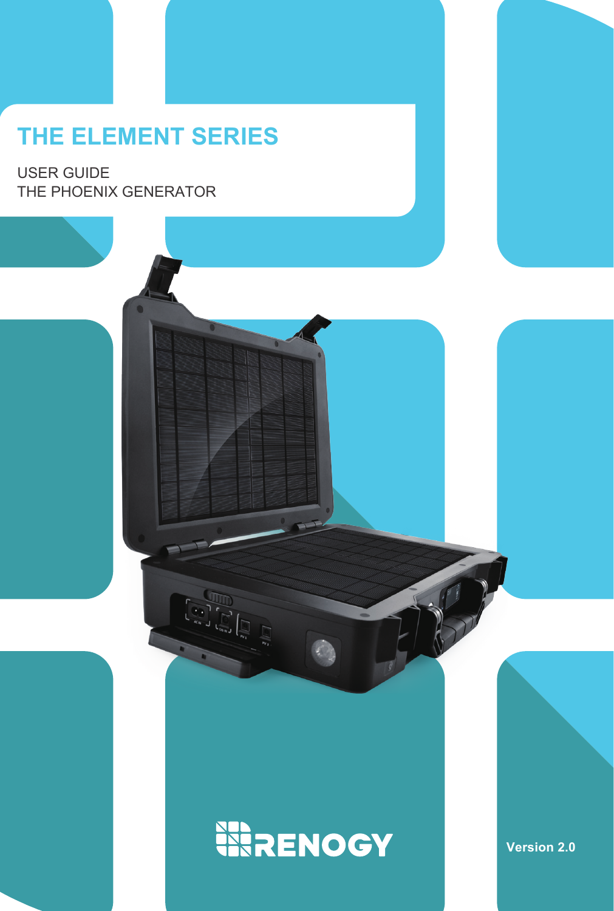# THE ELEMENT SERIES

USER GUIDE
THE PHOENIX GENERATOR

RENOGY

Version 2.0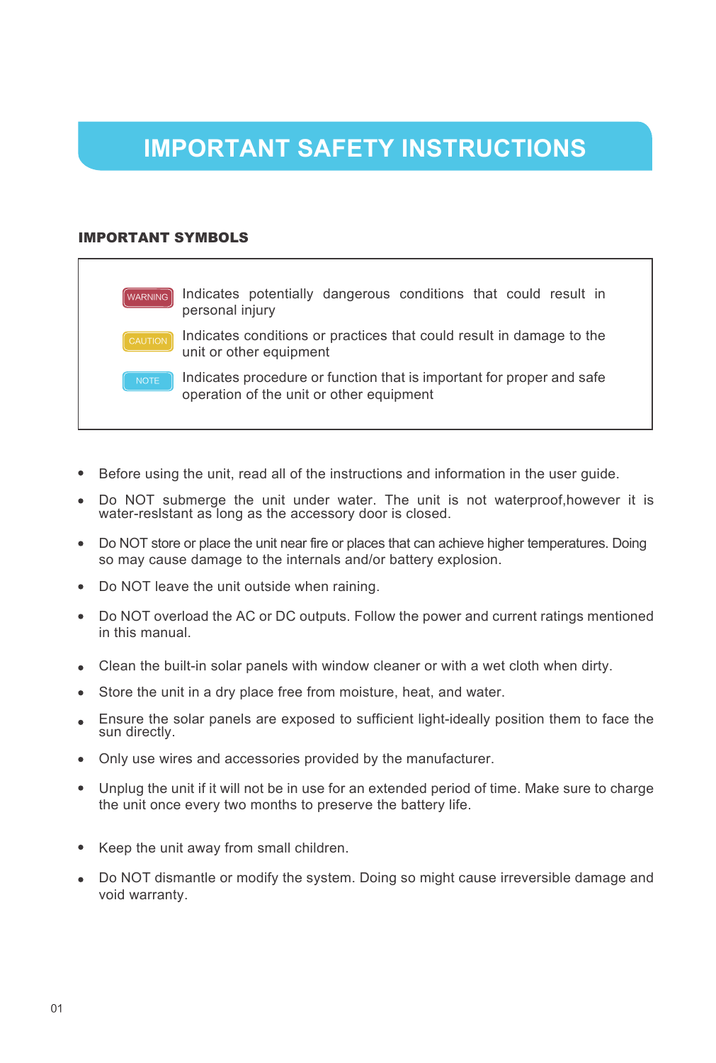# IMPORTANT SAFETY INSTRUCTIONS

## IMPORTANT SYMBOLS

| | |
|---|---|
| WARNING | Indicates potentially dangerous conditions that could result in personal injury |
| CAUTION | Indicates conditions or practices that could result in damage to the unit or other equipment |
| NOTE | Indicates procedure or function that is important for proper and safe operation of the unit or other equipment |

- Before using the unit, read all of the instructions and information in the user guide.
- Do NOT submerge the unit under water. The unit is not waterproof,however it is water-reslstant as long as the accessory door is closed.
- Do NOT store or place the unit near fire or places that can achieve higher temperatures. Doing so may cause damage to the internals and/or battery explosion.
- Do NOT leave the unit outside when raining.
- Do NOT overload the AC or DC outputs. Follow the power and current ratings mentioned in this manual.
- Clean the built-in solar panels with window cleaner or with a wet cloth when dirty.
- Store the unit in a dry place free from moisture, heat, and water.
- Ensure the solar panels are exposed to sufficient light-ideally position them to face the sun directly.
- Only use wires and accessories provided by the manufacturer.
- Unplug the unit if it will not be in use for an extended period of time. Make sure to charge the unit once every two months to preserve the battery life.
- Keep the unit away from small children.
- Do NOT dismantle or modify the system. Doing so might cause irreversible damage and void warranty.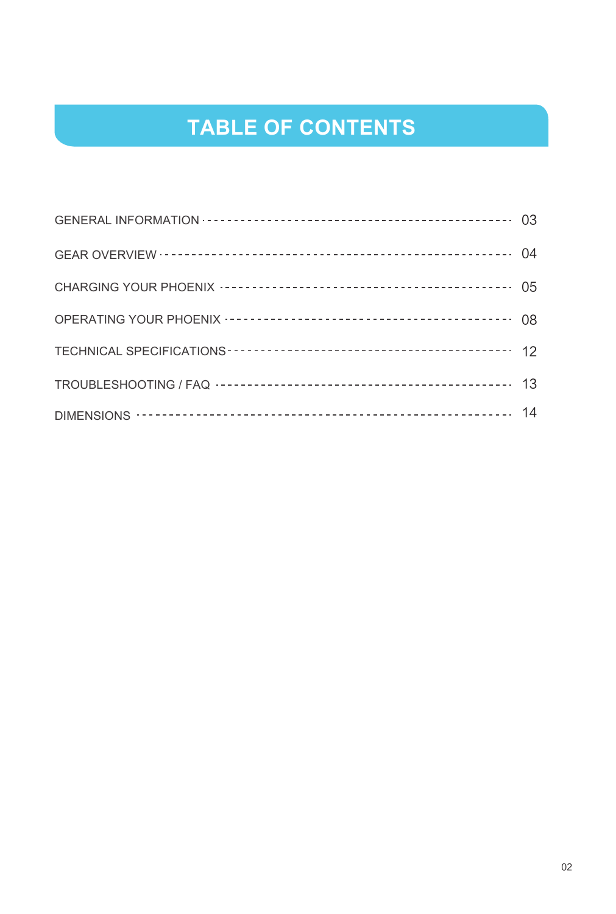# TABLE OF CONTENTS

| | |
|---|---|
| GENERAL INFORMATION | 03 |
| GEAR OVERVIEW | 04 |
| CHARGING YOUR PHOENIX | 05 |
| OPERATING YOUR PHOENIX | 08 |
| TECHNICAL SPECIFICATIONS | 12 |
| TROUBLESHOOTING / FAQ | 13 |
| DIMENSIONS | 14 |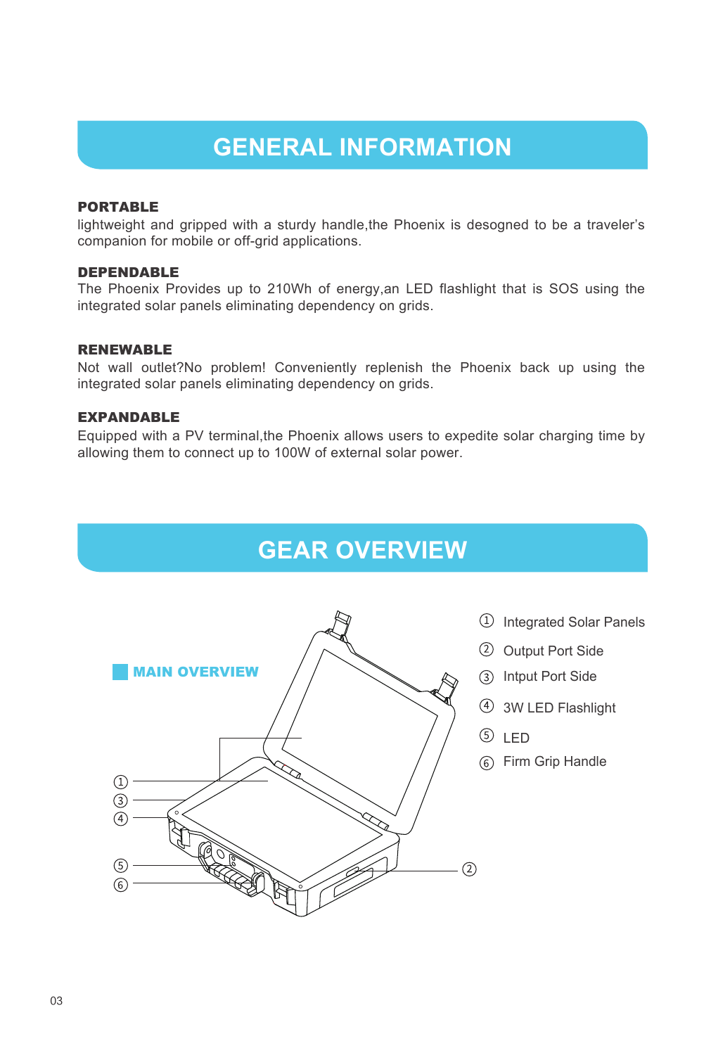# GENERAL INFORMATION

**PORTABLE**
lightweight and gripped with a sturdy handle,the Phoenix is desogned to be a traveler's companion for mobile or off-grid applications.

**DEPENDABLE**
The Phoenix Provides up to 210Wh of energy,an LED flashlight that is SOS using the integrated solar panels eliminating dependency on grids.

**RENEWABLE**
Not wall outlet?No problem! Conveniently replenish the Phoenix back up using the integrated solar panels eliminating dependency on grids.

**EXPANDABLE**
Equipped with a PV terminal,the Phoenix allows users to expedite solar charging time by allowing them to connect up to 100W of external solar power.

# GEAR OVERVIEW

**MAIN OVERVIEW**

① Integrated Solar Panels
② Output Port Side
③ Intput Port Side
④ 3W LED Flashlight
⑤ LED
⑥ Firm Grip Handle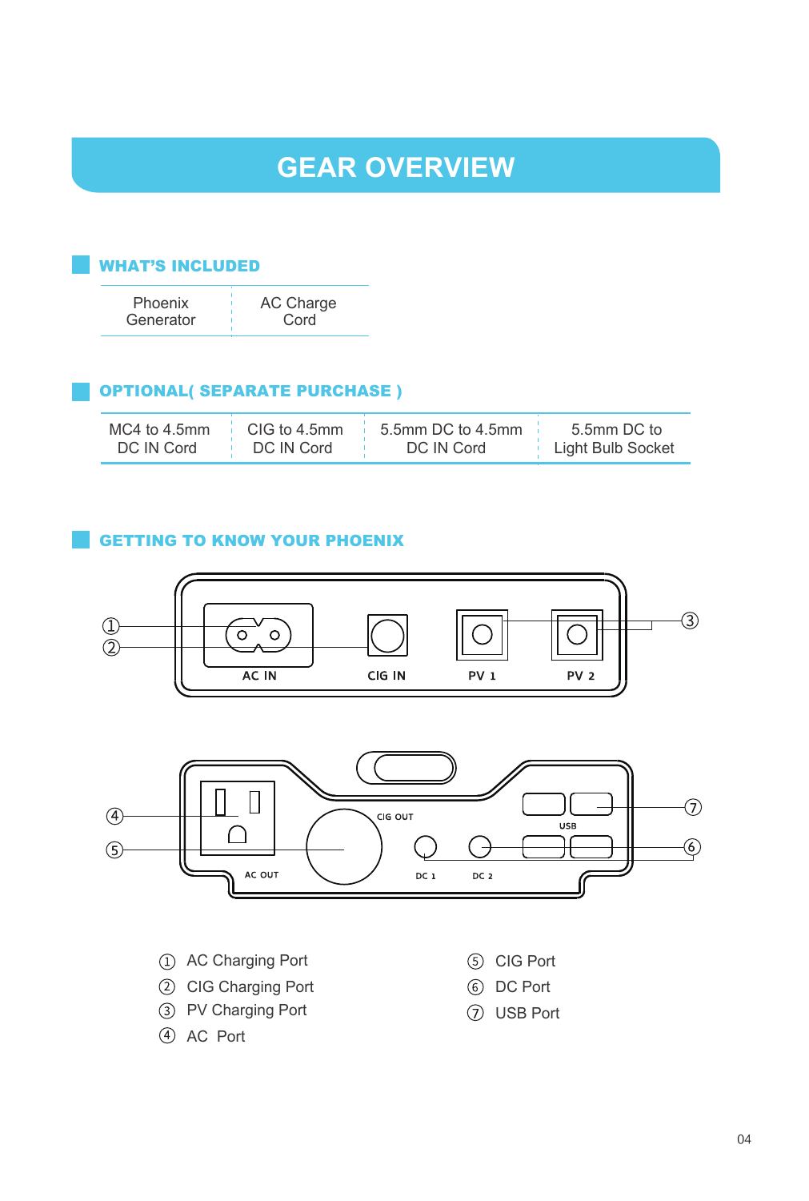# GEAR OVERVIEW

## WHAT'S INCLUDED

| Phoenix Generator | AC Charge Cord |
|---|---|

## OPTIONAL( SEPARATE PURCHASE )

| MC4 to 4.5mm DC IN Cord | CIG to 4.5mm DC IN Cord | 5.5mm DC to 4.5mm DC IN Cord | 5.5mm DC to Light Bulb Socket |
|---|---|---|---|

## GETTING TO KNOW YOUR PHOENIX

AC IN  CIG IN  PV 1  PV 2

AC OUT  CIG OUT  DC 1  DC 2  USB

① AC Charging Port
② CIG Charging Port
③ PV Charging Port
④ AC Port
⑤ CIG Port
⑥ DC Port
⑦ USB Port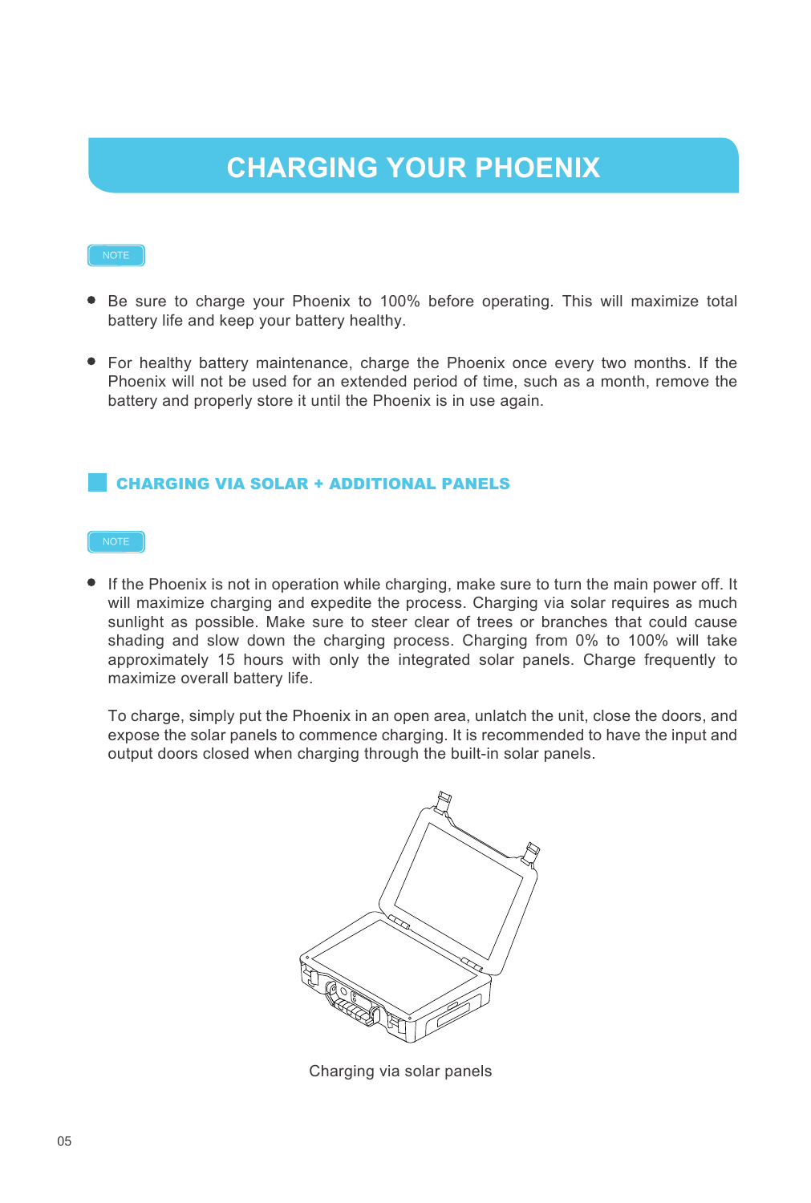# CHARGING YOUR PHOENIX

NOTE

- Be sure to charge your Phoenix to 100% before operating. This will maximize total battery life and keep your battery healthy.

- For healthy battery maintenance, charge the Phoenix once every two months. If the Phoenix will not be used for an extended period of time, such as a month, remove the battery and properly store it until the Phoenix is in use again.

## CHARGING VIA SOLAR + ADDITIONAL PANELS

NOTE

- If the Phoenix is not in operation while charging, make sure to turn the main power off. It will maximize charging and expedite the process. Charging via solar requires as much sunlight as possible. Make sure to steer clear of trees or branches that could cause shading and slow down the charging process. Charging from 0% to 100% will take approximately 15 hours with only the integrated solar panels. Charge frequently to maximize overall battery life.

  To charge, simply put the Phoenix in an open area, unlatch the unit, close the doors, and expose the solar panels to commence charging. It is recommended to have the input and output doors closed when charging through the built-in solar panels.

Charging via solar panels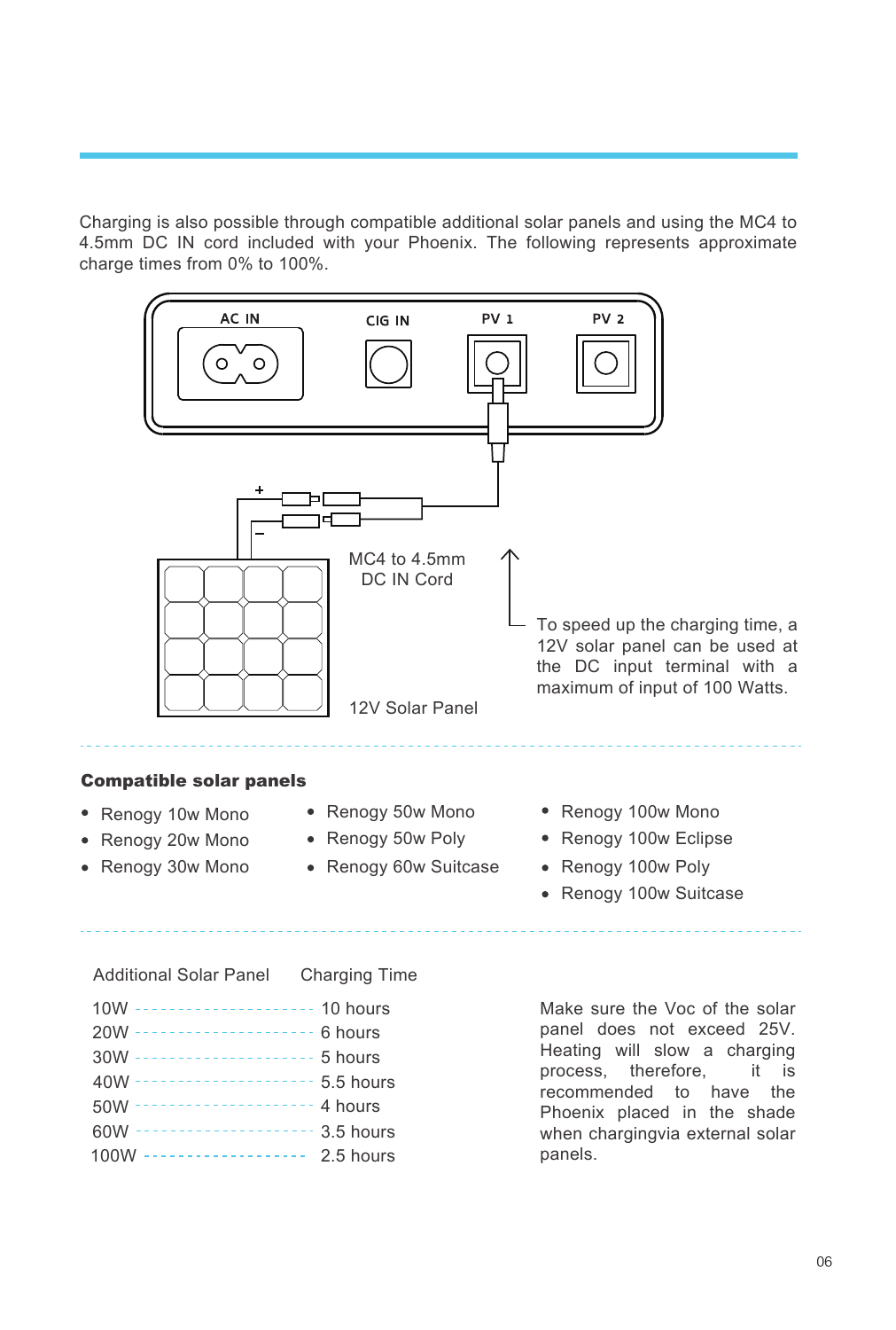Charging is also possible through compatible additional solar panels and using the MC4 to 4.5mm DC IN cord included with your Phoenix. The following represents approximate charge times from 0% to 100%.

AC IN

CIG IN

PV 1

PV 2

+

–

MC4 to 4.5mm DC IN Cord

12V Solar Panel

To speed up the charging time, a 12V solar panel can be used at the DC input terminal with a maximum of input of 100 Watts.

**Compatible solar panels**

- Renogy 10w Mono
- Renogy 20w Mono
- Renogy 30w Mono
- Renogy 50w Mono
- Renogy 50w Poly
- Renogy 60w Suitcase
- Renogy 100w Mono
- Renogy 100w Eclipse
- Renogy 100w Poly
- Renogy 100w Suitcase

| Additional Solar Panel | Charging Time |
| --- | --- |
| 10W | 10 hours |
| 20W | 6 hours |
| 30W | 5 hours |
| 40W | 5.5 hours |
| 50W | 4 hours |
| 60W | 3.5 hours |
| 100W | 2.5 hours |

Make sure the Voc of the solar panel does not exceed 25V. Heating will slow a charging process, therefore, it is recommended to have the Phoenix placed in the shade when chargingvia external solar panels.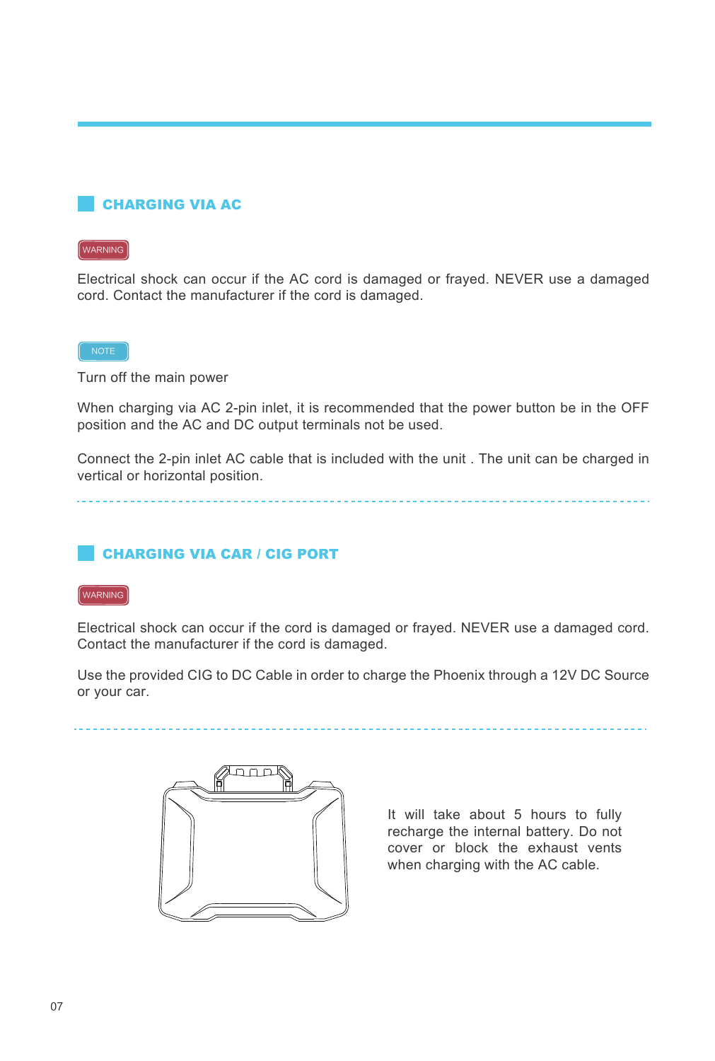## CHARGING VIA AC

WARNING

Electrical shock can occur if the AC cord is damaged or frayed. NEVER use a damaged cord. Contact the manufacturer if the cord is damaged.

NOTE

Turn off the main power

When charging via AC 2-pin inlet, it is recommended that the power button be in the OFF position and the AC and DC output terminals not be used.

Connect the 2-pin inlet AC cable that is included with the unit . The unit can be charged in vertical or horizontal position.

## CHARGING VIA CAR / CIG PORT

WARNING

Electrical shock can occur if the cord is damaged or frayed. NEVER use a damaged cord. Contact the manufacturer if the cord is damaged.

Use the provided CIG to DC Cable in order to charge the Phoenix through a 12V DC Source or your car.

It will take about 5 hours to fully recharge the internal battery. Do not cover or block the exhaust vents when charging with the AC cable.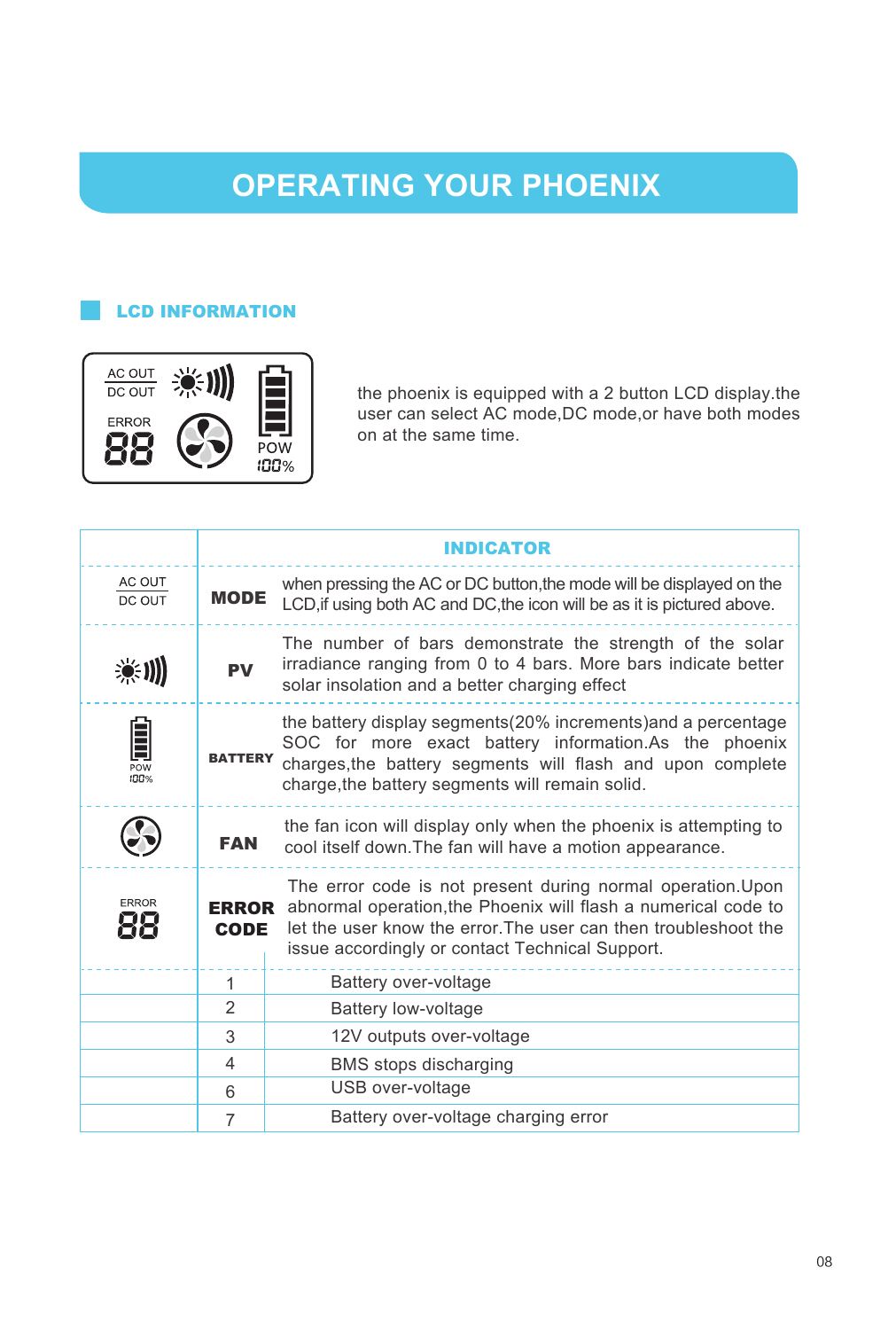# OPERATING YOUR PHOENIX

## LCD INFORMATION

AC OUT
DC OUT
ERROR
88
POW
100%

the phoenix is equipped with a 2 button LCD display.the user can select AC mode,DC mode,or have both modes on at the same time.

| | INDICATOR | |
|---|---|---|
| AC OUT / DC OUT | **MODE** | when pressing the AC or DC button,the mode will be displayed on the LCD,if using both AC and DC,the icon will be as it is pictured above. |
| | **PV** | The number of bars demonstrate the strength of the solar irradiance ranging from 0 to 4 bars. More bars indicate better solar insolation and a better charging effect |
| POW 100% | **BATTERY** | the battery display segments(20% increments)and a percentage SOC for more exact battery information.As the phoenix charges,the battery segments will flash and upon complete charge,the battery segments will remain solid. |
| | **FAN** | the fan icon will display only when the phoenix is attempting to cool itself down.The fan will have a motion appearance. |
| ERROR 88 | **ERROR CODE** | The error code is not present during normal operation.Upon abnormal operation,the Phoenix will flash a numerical code to let the user know the error.The user can then troubleshoot the issue accordingly or contact Technical Support. |
| | 1 | Battery over-voltage |
| | 2 | Battery low-voltage |
| | 3 | 12V outputs over-voltage |
| | 4 | BMS stops discharging |
| | 6 | USB over-voltage |
| | 7 | Battery over-voltage charging error |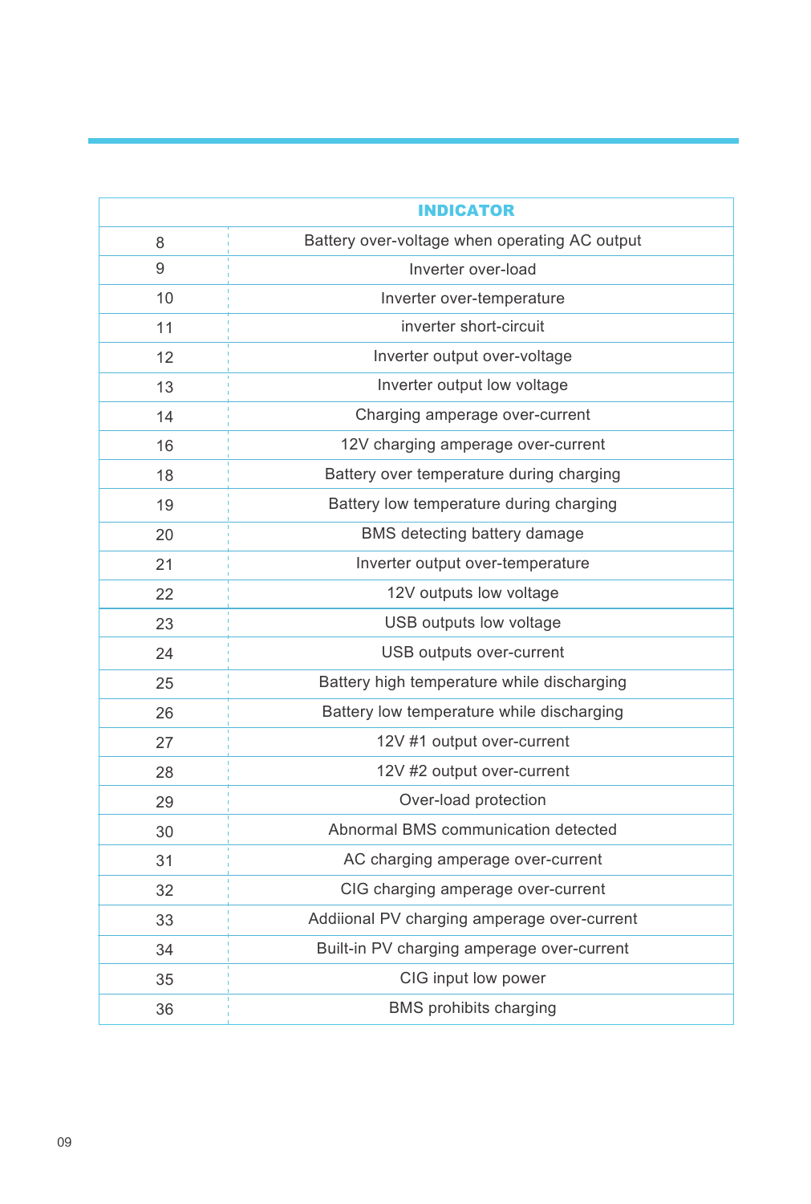| | INDICATOR |
|---|---|
| 8 | Battery over-voltage when operating AC output |
| 9 | Inverter over-load |
| 10 | Inverter over-temperature |
| 11 | inverter short-circuit |
| 12 | Inverter output over-voltage |
| 13 | Inverter output low voltage |
| 14 | Charging amperage over-current |
| 16 | 12V charging amperage over-current |
| 18 | Battery over temperature during charging |
| 19 | Battery low temperature during charging |
| 20 | BMS detecting battery damage |
| 21 | Inverter output over-temperature |
| 22 | 12V outputs low voltage |
| 23 | USB outputs low voltage |
| 24 | USB outputs over-current |
| 25 | Battery high temperature while discharging |
| 26 | Battery low temperature while discharging |
| 27 | 12V #1 output over-current |
| 28 | 12V #2 output over-current |
| 29 | Over-load protection |
| 30 | Abnormal BMS communication detected |
| 31 | AC charging amperage over-current |
| 32 | CIG charging amperage over-current |
| 33 | Addiional PV charging amperage over-current |
| 34 | Built-in PV charging amperage over-current |
| 35 | CIG input low power |
| 36 | BMS prohibits charging |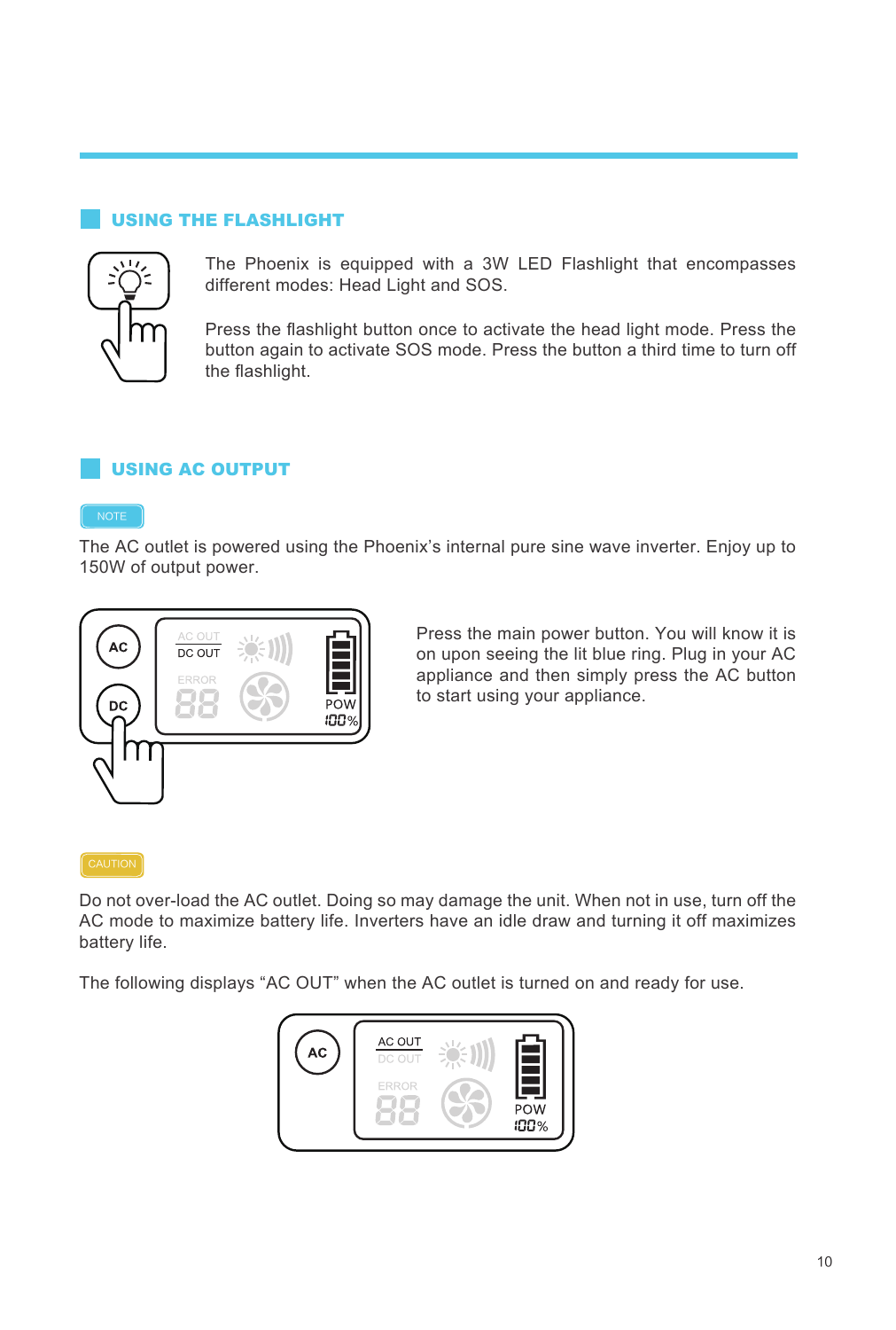## USING THE FLASHLIGHT

The Phoenix is equipped with a 3W LED Flashlight that encompasses different modes: Head Light and SOS.

Press the flashlight button once to activate the head light mode. Press the button again to activate SOS mode. Press the button a third time to turn off the flashlight.

## USING AC OUTPUT

NOTE

The AC outlet is powered using the Phoenix's internal pure sine wave inverter. Enjoy up to 150W of output power.

Press the main power button. You will know it is on upon seeing the lit blue ring. Plug in your AC appliance and then simply press the AC button to start using your appliance.

CAUTION

Do not over-load the AC outlet. Doing so may damage the unit. When not in use, turn off the AC mode to maximize battery life. Inverters have an idle draw and turning it off maximizes battery life.

The following displays "AC OUT" when the AC outlet is turned on and ready for use.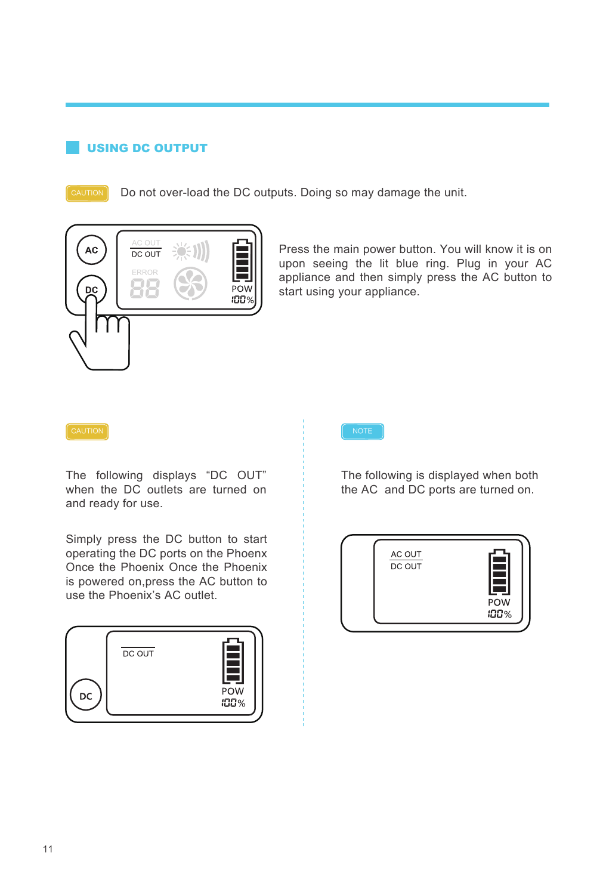## USING DC OUTPUT

CAUTION Do not over-load the DC outputs. Doing so may damage the unit.

Press the main power button. You will know it is on upon seeing the lit blue ring. Plug in your AC appliance and then simply press the AC button to start using your appliance.

CAUTION

The following displays "DC OUT" when the DC outlets are turned on and ready for use.

Simply press the DC button to start operating the DC ports on the Phoenx Once the Phoenix Once the Phoenix is powered on,press the AC button to use the Phoenix's AC outlet.

NOTE

The following is displayed when both the AC and DC ports are turned on.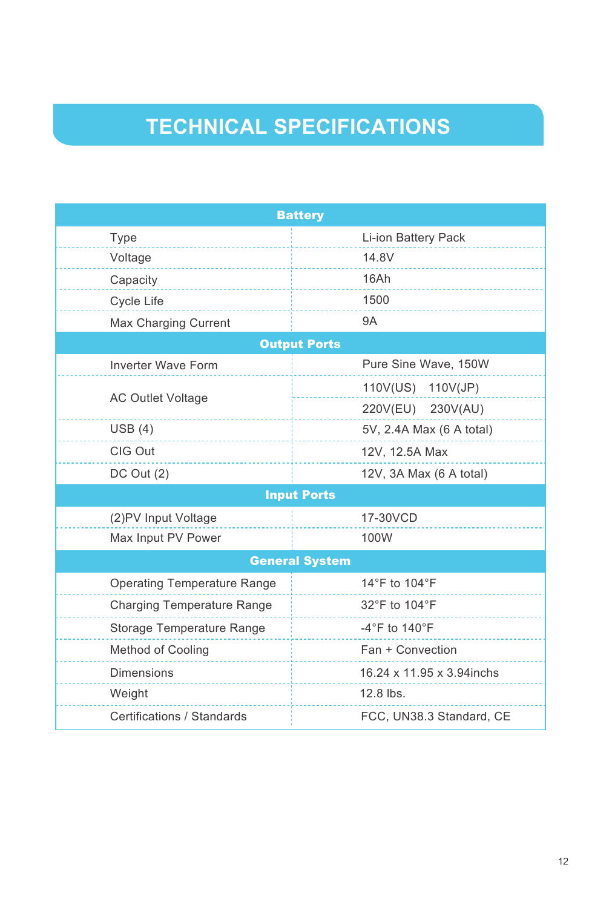# TECHNICAL SPECIFICATIONS

| Battery | |
|---|---|
| Type | Li-ion Battery Pack |
| Voltage | 14.8V |
| Capacity | 16Ah |
| Cycle Life | 1500 |
| Max Charging Current | 9A |
| **Output Ports** | |
| Inverter Wave Form | Pure Sine Wave, 150W |
| AC Outlet Voltage | 110V(US) 110V(JP) |
| | 220V(EU) 230V(AU) |
| USB (4) | 5V, 2.4A Max (6 A total) |
| CIG Out | 12V, 12.5A Max |
| DC Out (2) | 12V, 3A Max (6 A total) |
| **Input Ports** | |
| (2)PV Input Voltage | 17-30VCD |
| Max Input PV Power | 100W |
| **General System** | |
| Operating Temperature Range | 14°F to 104°F |
| Charging Temperature Range | 32°F to 104°F |
| Storage Temperature Range | -4°F to 140°F |
| Method of Cooling | Fan + Convection |
| Dimensions | 16.24 x 11.95 x 3.94inchs |
| Weight | 12.8 lbs. |
| Certifications / Standards | FCC, UN38.3 Standard, CE |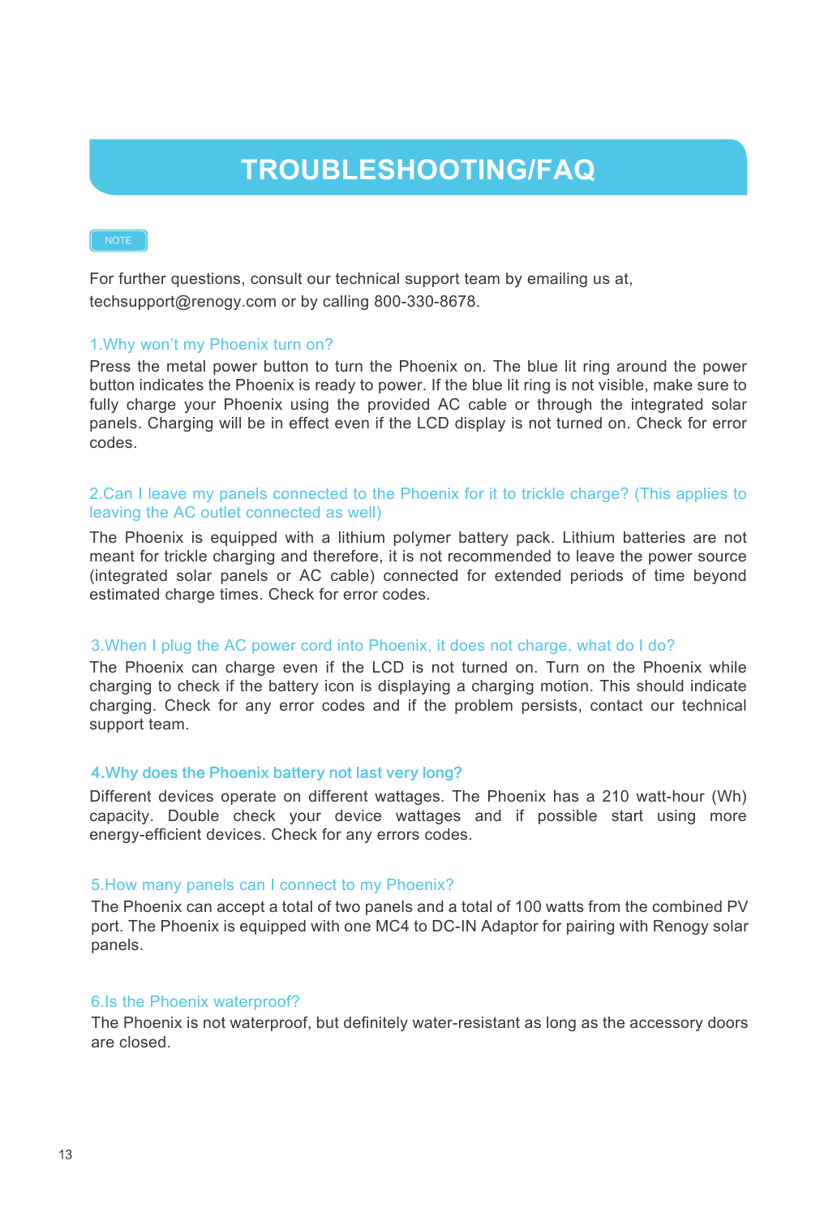# TROUBLESHOOTING/FAQ

NOTE

For further questions, consult our technical support team by emailing us at, techsupport@renogy.com or by calling 800-330-8678.

### 1.Why won't my Phoenix turn on?

Press the metal power button to turn the Phoenix on. The blue lit ring around the power button indicates the Phoenix is ready to power. If the blue lit ring is not visible, make sure to fully charge your Phoenix using the provided AC cable or through the integrated solar panels. Charging will be in effect even if the LCD display is not turned on. Check for error codes.

### 2.Can I leave my panels connected to the Phoenix for it to trickle charge? (This applies to leaving the AC outlet connected as well)

The Phoenix is equipped with a lithium polymer battery pack. Lithium batteries are not meant for trickle charging and therefore, it is not recommended to leave the power source (integrated solar panels or AC cable) connected for extended periods of time beyond estimated charge times. Check for error codes.

### 3.When I plug the AC power cord into Phoenix, it does not charge, what do I do?

The Phoenix can charge even if the LCD is not turned on. Turn on the Phoenix while charging to check if the battery icon is displaying a charging motion. This should indicate charging. Check for any error codes and if the problem persists, contact our technical support team.

### 4.Why does the Phoenix battery not last very long?

Different devices operate on different wattages. The Phoenix has a 210 watt-hour (Wh) capacity. Double check your device wattages and if possible start using more energy-efficient devices. Check for any errors codes.

### 5.How many panels can I connect to my Phoenix?

The Phoenix can accept a total of two panels and a total of 100 watts from the combined PV port. The Phoenix is equipped with one MC4 to DC-IN Adaptor for pairing with Renogy solar panels.

### 6.Is the Phoenix waterproof?

The Phoenix is not waterproof, but definitely water-resistant as long as the accessory doors are closed.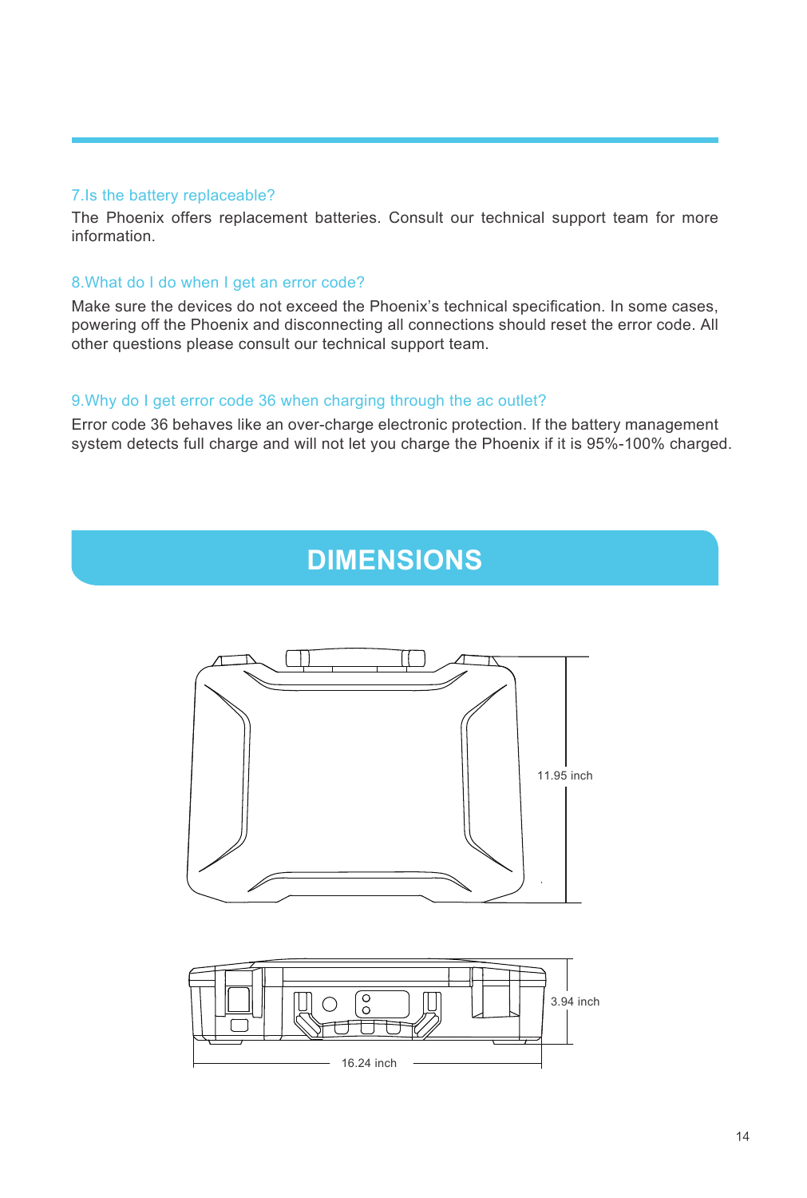### 7.Is the battery replaceable?

The Phoenix offers replacement batteries. Consult our technical support team for more information.

### 8.What do I do when I get an error code?

Make sure the devices do not exceed the Phoenix's technical specification. In some cases, powering off the Phoenix and disconnecting all connections should reset the error code. All other questions please consult our technical support team.

### 9.Why do I get error code 36 when charging through the ac outlet?

Error code 36 behaves like an over-charge electronic protection. If the battery management system detects full charge and will not let you charge the Phoenix if it is 95%-100% charged.

## DIMENSIONS

11.95 inch

3.94 inch

16.24 inch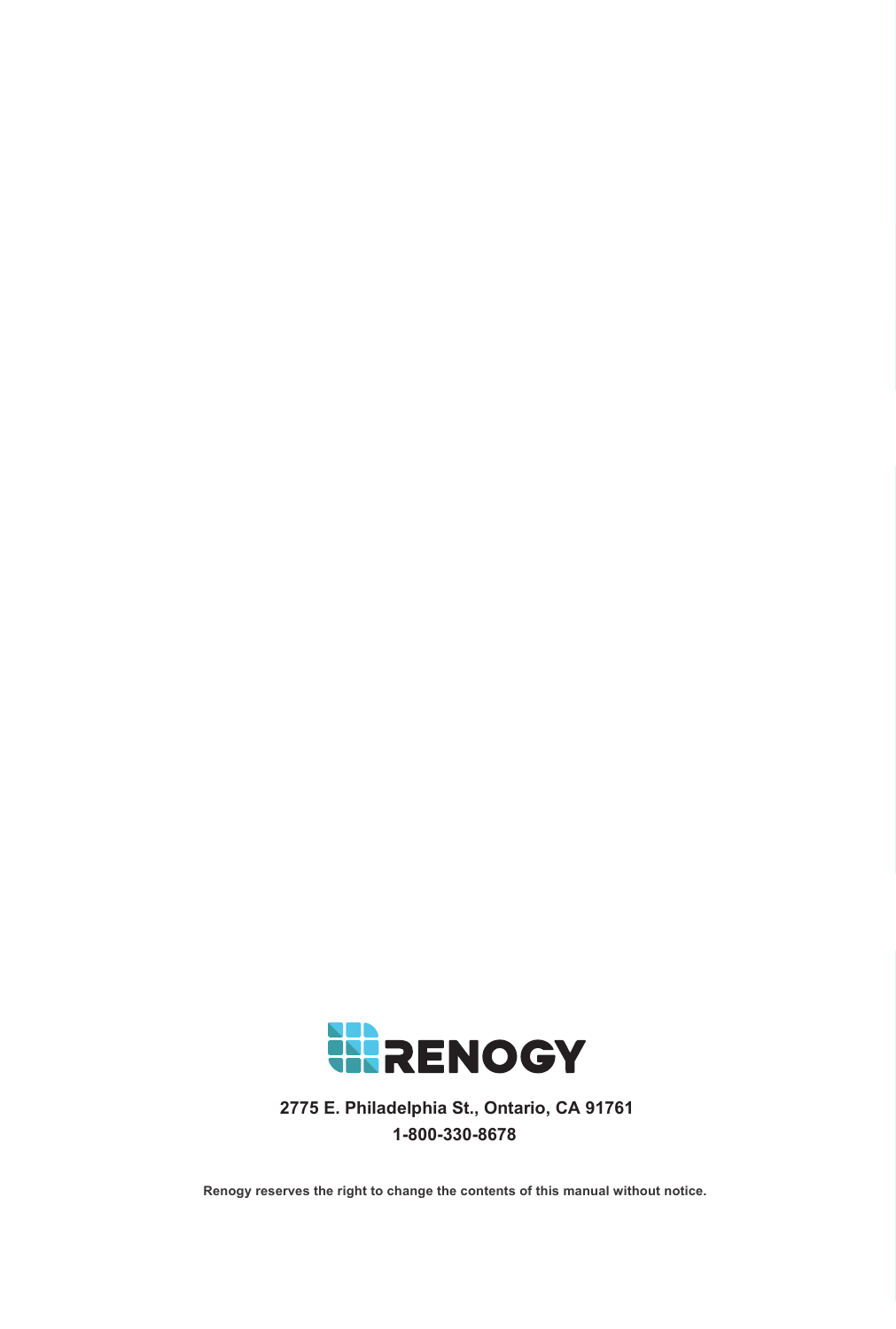RENOGY

**2775 E. Philadelphia St., Ontario, CA 91761**

**1-800-330-8678**

**Renogy reserves the right to change the contents of this manual without notice.**